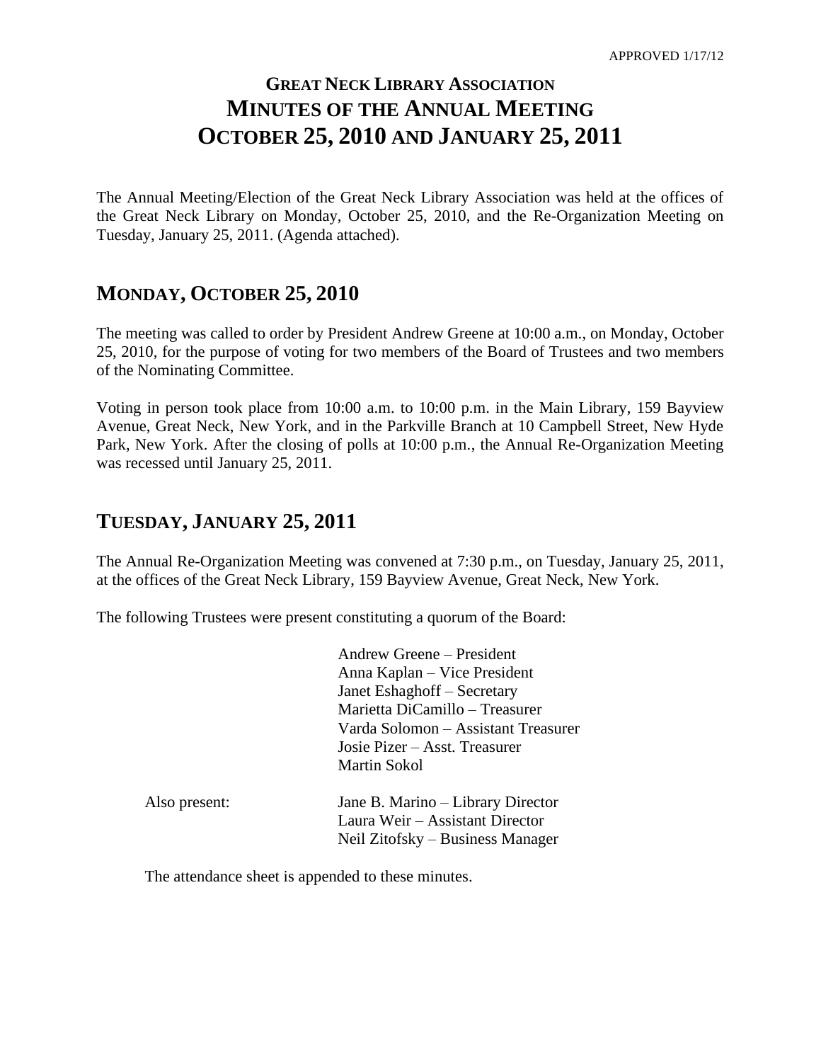APPROVED 1/17/12

# GREAT NECK LIBRARY ASSOCIATION
# MINUTES OF THE ANNUAL MEETING
# OCTOBER 25, 2010 AND JANUARY 25, 2011

The Annual Meeting/Election of the Great Neck Library Association was held at the offices of the Great Neck Library on Monday, October 25, 2010, and the Re-Organization Meeting on Tuesday, January 25, 2011. (Agenda attached).

## MONDAY, OCTOBER 25, 2010

The meeting was called to order by President Andrew Greene at 10:00 a.m., on Monday, October 25, 2010, for the purpose of voting for two members of the Board of Trustees and two members of the Nominating Committee.

Voting in person took place from 10:00 a.m. to 10:00 p.m. in the Main Library, 159 Bayview Avenue, Great Neck, New York, and in the Parkville Branch at 10 Campbell Street, New Hyde Park, New York. After the closing of polls at 10:00 p.m., the Annual Re-Organization Meeting was recessed until January 25, 2011.

## TUESDAY, JANUARY 25, 2011

The Annual Re-Organization Meeting was convened at 7:30 p.m., on Tuesday, January 25, 2011, at the offices of the Great Neck Library, 159 Bayview Avenue, Great Neck, New York.

The following Trustees were present constituting a quorum of the Board:

Andrew Greene – President
Anna Kaplan – Vice President
Janet Eshaghoff – Secretary
Marietta DiCamillo – Treasurer
Varda Solomon – Assistant Treasurer
Josie Pizer – Asst. Treasurer
Martin Sokol

Also present:

Jane B. Marino – Library Director
Laura Weir – Assistant Director
Neil Zitofsky – Business Manager

The attendance sheet is appended to these minutes.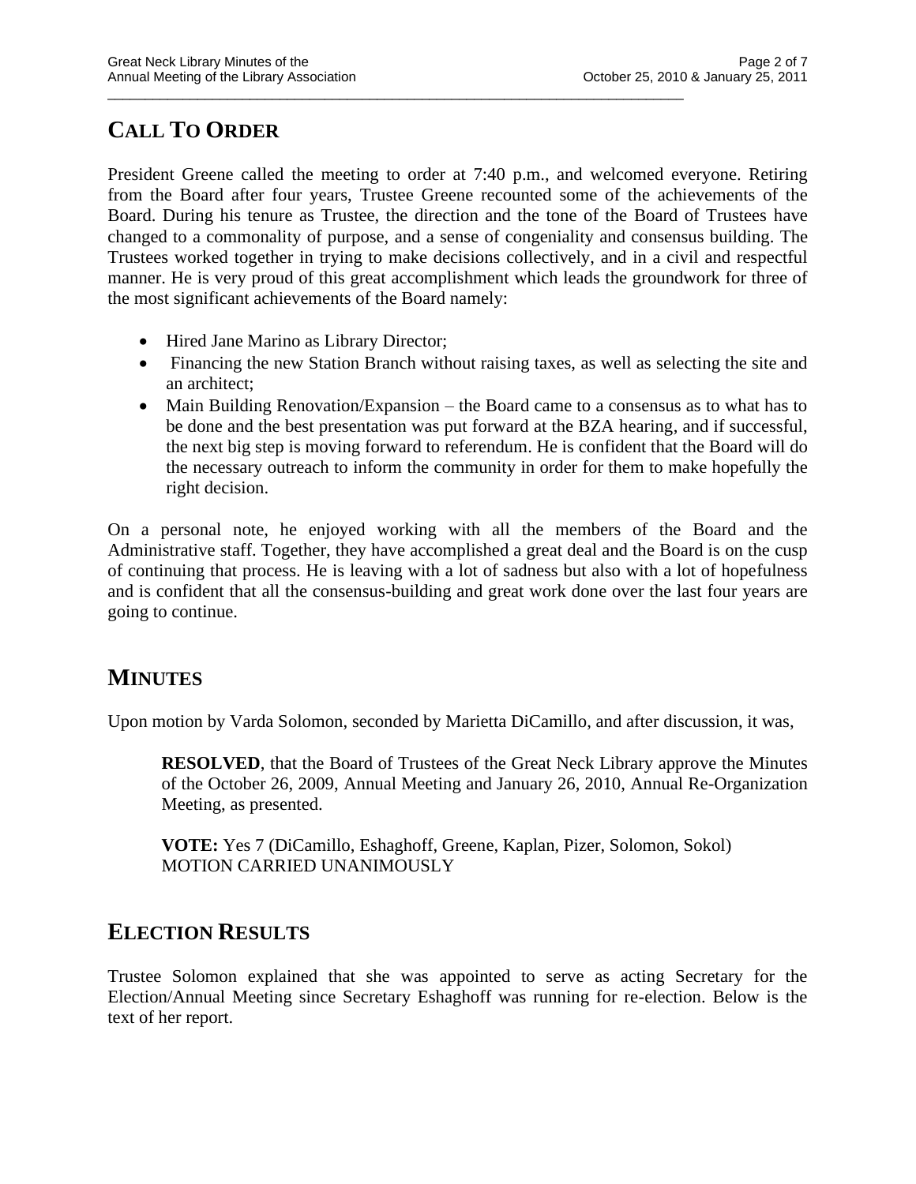## CALL TO ORDER

President Greene called the meeting to order at 7:40 p.m., and welcomed everyone. Retiring from the Board after four years, Trustee Greene recounted some of the achievements of the Board. During his tenure as Trustee, the direction and the tone of the Board of Trustees have changed to a commonality of purpose, and a sense of congeniality and consensus building. The Trustees worked together in trying to make decisions collectively, and in a civil and respectful manner. He is very proud of this great accomplishment which leads the groundwork for three of the most significant achievements of the Board namely:

- Hired Jane Marino as Library Director;
- Financing the new Station Branch without raising taxes, as well as selecting the site and an architect;
- Main Building Renovation/Expansion – the Board came to a consensus as to what has to be done and the best presentation was put forward at the BZA hearing, and if successful, the next big step is moving forward to referendum. He is confident that the Board will do the necessary outreach to inform the community in order for them to make hopefully the right decision.

On a personal note, he enjoyed working with all the members of the Board and the Administrative staff. Together, they have accomplished a great deal and the Board is on the cusp of continuing that process. He is leaving with a lot of sadness but also with a lot of hopefulness and is confident that all the consensus-building and great work done over the last four years are going to continue.

## MINUTES

Upon motion by Varda Solomon, seconded by Marietta DiCamillo, and after discussion, it was,

> **RESOLVED**, that the Board of Trustees of the Great Neck Library approve the Minutes of the October 26, 2009, Annual Meeting and January 26, 2010, Annual Re-Organization Meeting, as presented.
>
> **VOTE:** Yes 7 (DiCamillo, Eshaghoff, Greene, Kaplan, Pizer, Solomon, Sokol)
> MOTION CARRIED UNANIMOUSLY

## ELECTION RESULTS

Trustee Solomon explained that she was appointed to serve as acting Secretary for the Election/Annual Meeting since Secretary Eshaghoff was running for re-election. Below is the text of her report.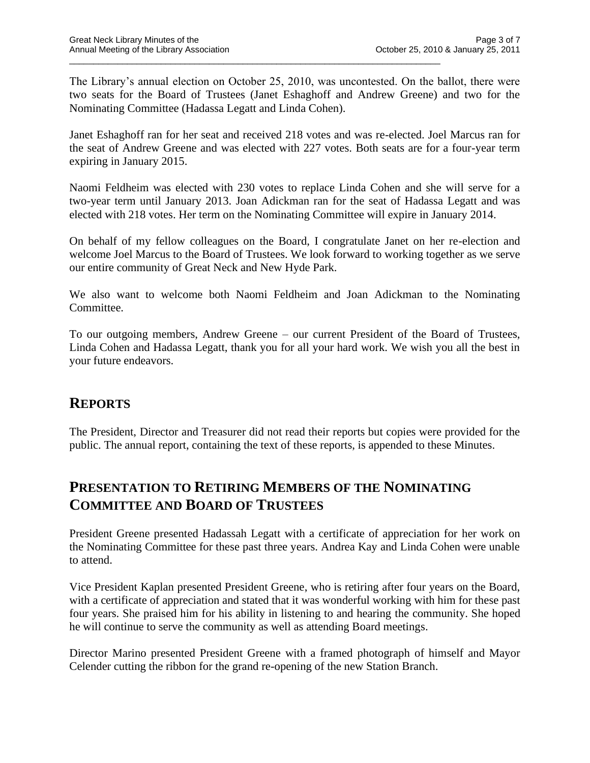The Library's annual election on October 25, 2010, was uncontested. On the ballot, there were two seats for the Board of Trustees (Janet Eshaghoff and Andrew Greene) and two for the Nominating Committee (Hadassa Legatt and Linda Cohen).

Janet Eshaghoff ran for her seat and received 218 votes and was re-elected. Joel Marcus ran for the seat of Andrew Greene and was elected with 227 votes. Both seats are for a four-year term expiring in January 2015.

Naomi Feldheim was elected with 230 votes to replace Linda Cohen and she will serve for a two-year term until January 2013. Joan Adickman ran for the seat of Hadassa Legatt and was elected with 218 votes. Her term on the Nominating Committee will expire in January 2014.

On behalf of my fellow colleagues on the Board, I congratulate Janet on her re-election and welcome Joel Marcus to the Board of Trustees. We look forward to working together as we serve our entire community of Great Neck and New Hyde Park.

We also want to welcome both Naomi Feldheim and Joan Adickman to the Nominating Committee.

To our outgoing members, Andrew Greene – our current President of the Board of Trustees, Linda Cohen and Hadassa Legatt, thank you for all your hard work. We wish you all the best in your future endeavors.

## REPORTS

The President, Director and Treasurer did not read their reports but copies were provided for the public. The annual report, containing the text of these reports, is appended to these Minutes.

## PRESENTATION TO RETIRING MEMBERS OF THE NOMINATING COMMITTEE AND BOARD OF TRUSTEES

President Greene presented Hadassah Legatt with a certificate of appreciation for her work on the Nominating Committee for these past three years. Andrea Kay and Linda Cohen were unable to attend.

Vice President Kaplan presented President Greene, who is retiring after four years on the Board, with a certificate of appreciation and stated that it was wonderful working with him for these past four years. She praised him for his ability in listening to and hearing the community. She hoped he will continue to serve the community as well as attending Board meetings.

Director Marino presented President Greene with a framed photograph of himself and Mayor Celender cutting the ribbon for the grand re-opening of the new Station Branch.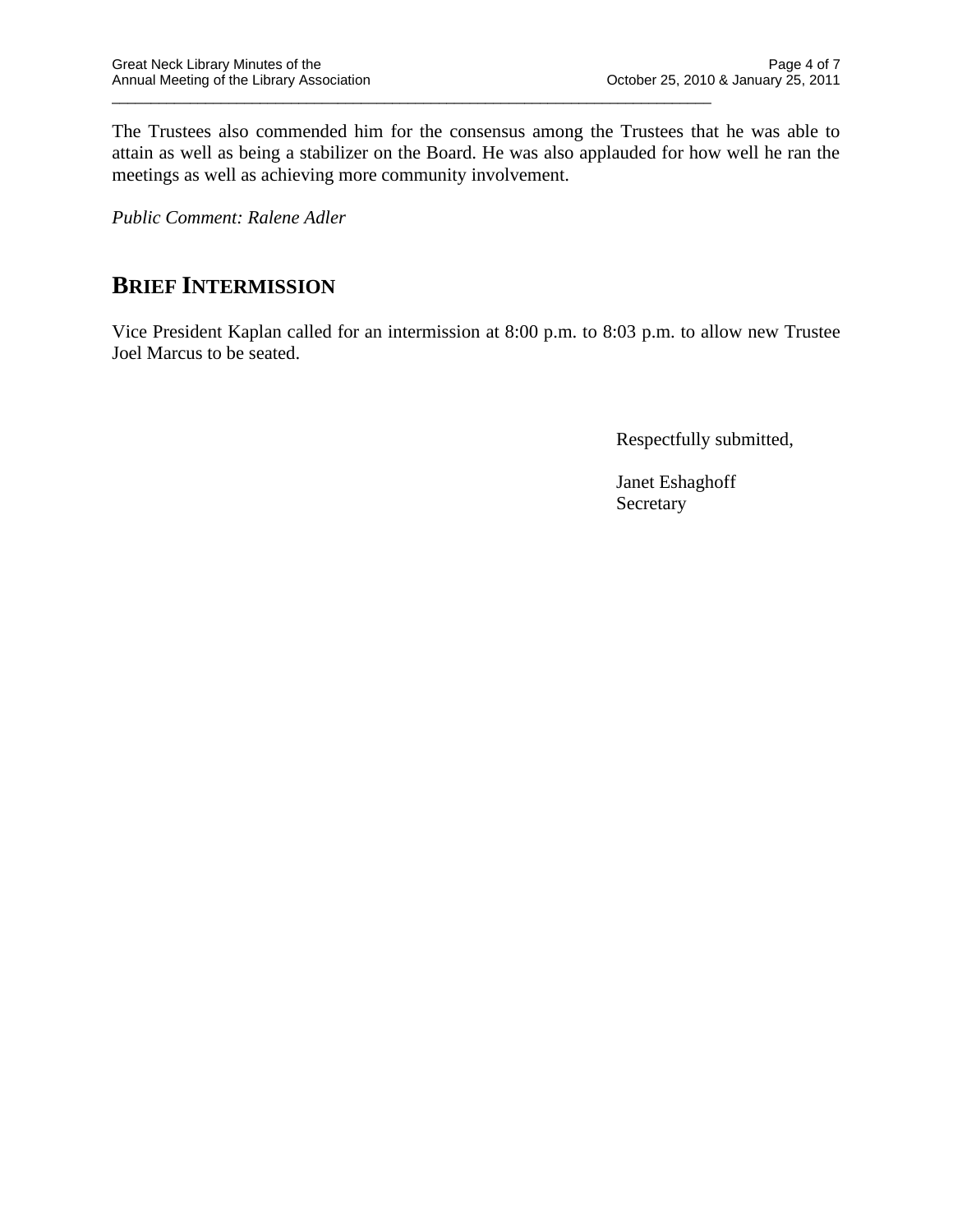The Trustees also commended him for the consensus among the Trustees that he was able to attain as well as being a stabilizer on the Board. He was also applauded for how well he ran the meetings as well as achieving more community involvement.

*Public Comment: Ralene Adler*

## BRIEF INTERMISSION

Vice President Kaplan called for an intermission at 8:00 p.m. to 8:03 p.m. to allow new Trustee Joel Marcus to be seated.

Respectfully submitted,

Janet Eshaghoff
Secretary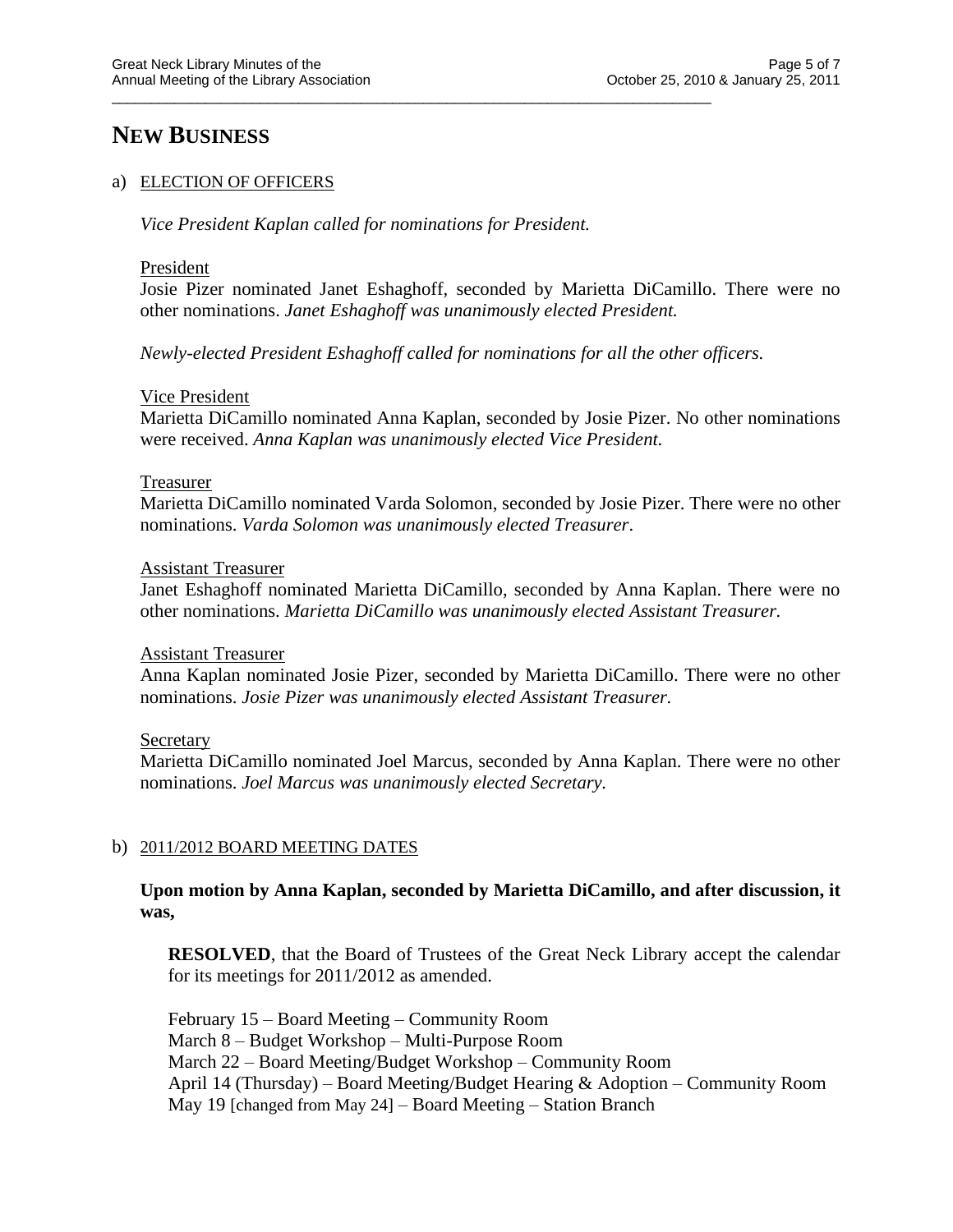# NEW BUSINESS

a) ELECTION OF OFFICERS

*Vice President Kaplan called for nominations for President.*

President
Josie Pizer nominated Janet Eshaghoff, seconded by Marietta DiCamillo. There were no other nominations. *Janet Eshaghoff was unanimously elected President.*

*Newly-elected President Eshaghoff called for nominations for all the other officers.*

Vice President
Marietta DiCamillo nominated Anna Kaplan, seconded by Josie Pizer. No other nominations were received. *Anna Kaplan was unanimously elected Vice President.*

Treasurer
Marietta DiCamillo nominated Varda Solomon, seconded by Josie Pizer. There were no other nominations. *Varda Solomon was unanimously elected Treasurer*.

Assistant Treasurer
Janet Eshaghoff nominated Marietta DiCamillo, seconded by Anna Kaplan. There were no other nominations. *Marietta DiCamillo was unanimously elected Assistant Treasurer.*

Assistant Treasurer
Anna Kaplan nominated Josie Pizer, seconded by Marietta DiCamillo. There were no other nominations. *Josie Pizer was unanimously elected Assistant Treasurer.*

Secretary
Marietta DiCamillo nominated Joel Marcus, seconded by Anna Kaplan. There were no other nominations. *Joel Marcus was unanimously elected Secretary.*

b) 2011/2012 BOARD MEETING DATES

**Upon motion by Anna Kaplan, seconded by Marietta DiCamillo, and after discussion, it was,**

**RESOLVED**, that the Board of Trustees of the Great Neck Library accept the calendar for its meetings for 2011/2012 as amended.

February 15 – Board Meeting – Community Room
March 8 – Budget Workshop – Multi-Purpose Room
March 22 – Board Meeting/Budget Workshop – Community Room
April 14 (Thursday) – Board Meeting/Budget Hearing & Adoption – Community Room
May 19 [changed from May 24] – Board Meeting – Station Branch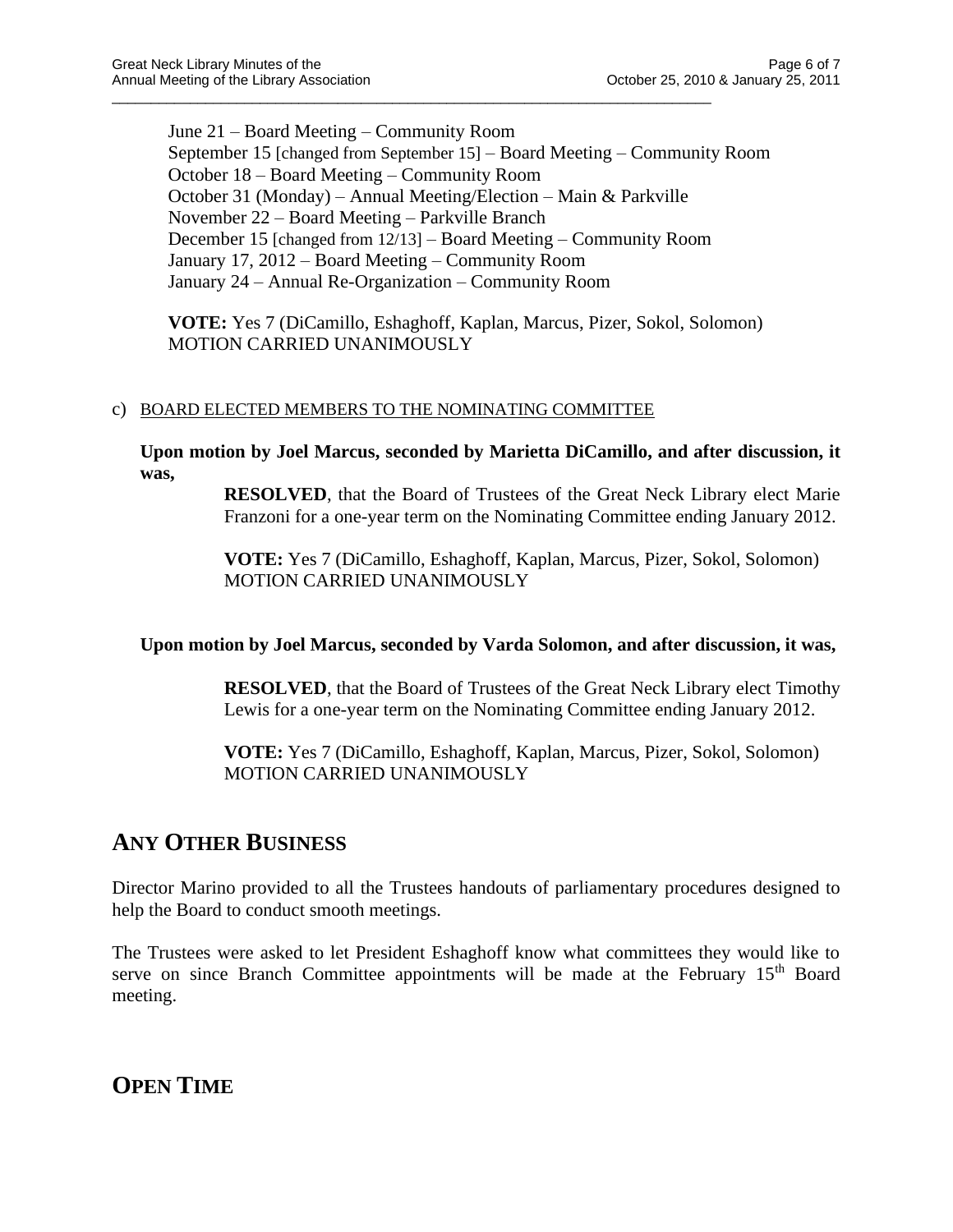June 21 – Board Meeting – Community Room
September 15 [changed from September 15] – Board Meeting – Community Room
October 18 – Board Meeting – Community Room
October 31 (Monday) – Annual Meeting/Election – Main & Parkville
November 22 – Board Meeting – Parkville Branch
December 15 [changed from 12/13] – Board Meeting – Community Room
January 17, 2012 – Board Meeting – Community Room
January 24 – Annual Re-Organization – Community Room

**VOTE:** Yes 7 (DiCamillo, Eshaghoff, Kaplan, Marcus, Pizer, Sokol, Solomon)
MOTION CARRIED UNANIMOUSLY

c) BOARD ELECTED MEMBERS TO THE NOMINATING COMMITTEE

**Upon motion by Joel Marcus, seconded by Marietta DiCamillo, and after discussion, it was,**

> **RESOLVED**, that the Board of Trustees of the Great Neck Library elect Marie Franzoni for a one-year term on the Nominating Committee ending January 2012.
>
> **VOTE:** Yes 7 (DiCamillo, Eshaghoff, Kaplan, Marcus, Pizer, Sokol, Solomon)
> MOTION CARRIED UNANIMOUSLY

**Upon motion by Joel Marcus, seconded by Varda Solomon, and after discussion, it was,**

> **RESOLVED**, that the Board of Trustees of the Great Neck Library elect Timothy Lewis for a one-year term on the Nominating Committee ending January 2012.
>
> **VOTE:** Yes 7 (DiCamillo, Eshaghoff, Kaplan, Marcus, Pizer, Sokol, Solomon)
> MOTION CARRIED UNANIMOUSLY

## ANY OTHER BUSINESS

Director Marino provided to all the Trustees handouts of parliamentary procedures designed to help the Board to conduct smooth meetings.

The Trustees were asked to let President Eshaghoff know what committees they would like to serve on since Branch Committee appointments will be made at the February 15th Board meeting.

## OPEN TIME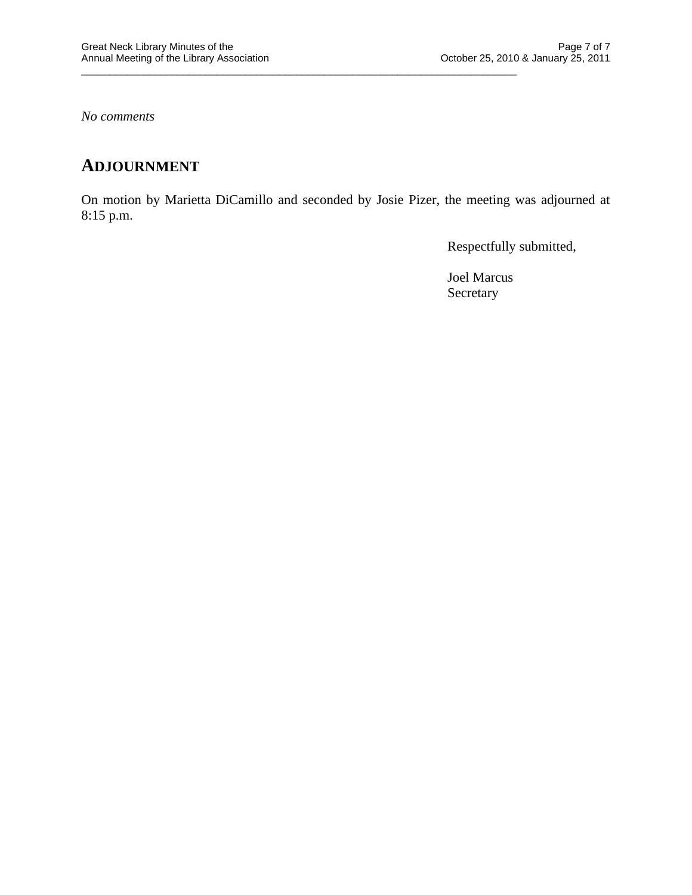*No comments*

## ADJOURNMENT

On motion by Marietta DiCamillo and seconded by Josie Pizer, the meeting was adjourned at 8:15 p.m.

Respectfully submitted,

Joel Marcus
Secretary